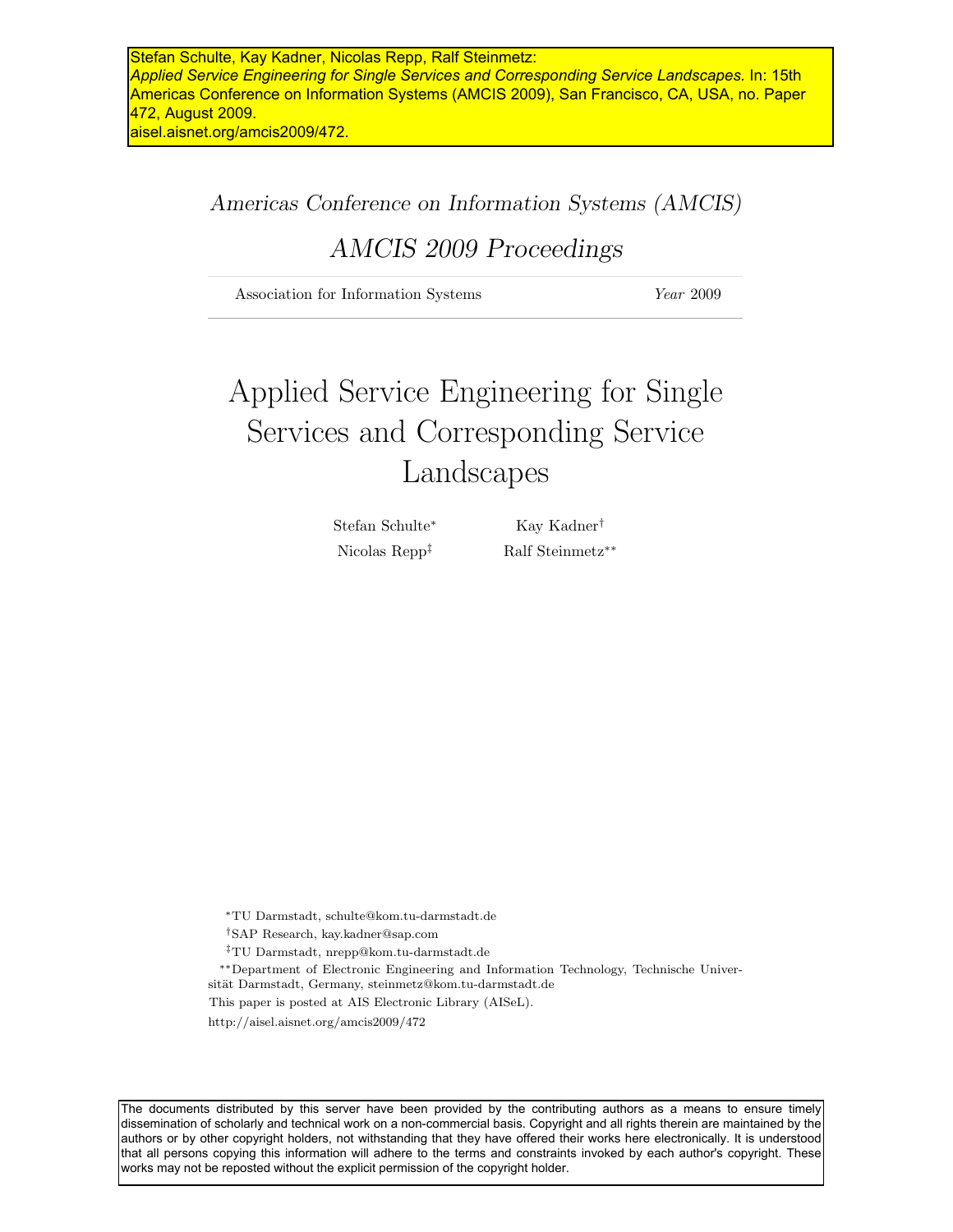Stefan Schulte, Kay Kadner, Nicolas Repp, Ralf Steinmetz:
*Applied Service Engineering for Single Services and Corresponding Service Landscapes.* In: 15th Americas Conference on Information Systems (AMCIS 2009), San Francisco, CA, USA, no. Paper 472, August 2009.
aisel.aisnet.org/amcis2009/472.

*Americas Conference on Information Systems (AMCIS)*

*AMCIS 2009 Proceedings*

Association for Information Systems — *Year* 2009

# Applied Service Engineering for Single Services and Corresponding Service Landscapes

Stefan Schulte[*] Kay Kadner[†]
Nicolas Repp[‡] Ralf Steinmetz[**]

[*] TU Darmstadt, schulte@kom.tu-darmstadt.de

[†] SAP Research, kay.kadner@sap.com

[‡] TU Darmstadt, nrepp@kom.tu-darmstadt.de

[**] Department of Electronic Engineering and Information Technology, Technische Universität Darmstadt, Germany, steinmetz@kom.tu-darmstadt.de

This paper is posted at AIS Electronic Library (AISeL).

http://aisel.aisnet.org/amcis2009/472

The documents distributed by this server have been provided by the contributing authors as a means to ensure timely dissemination of scholarly and technical work on a non-commercial basis. Copyright and all rights therein are maintained by the authors or by other copyright holders, not withstanding that they have offered their works here electronically. It is understood that all persons copying this information will adhere to the terms and constraints invoked by each author's copyright. These works may not be reposted without the explicit permission of the copyright holder.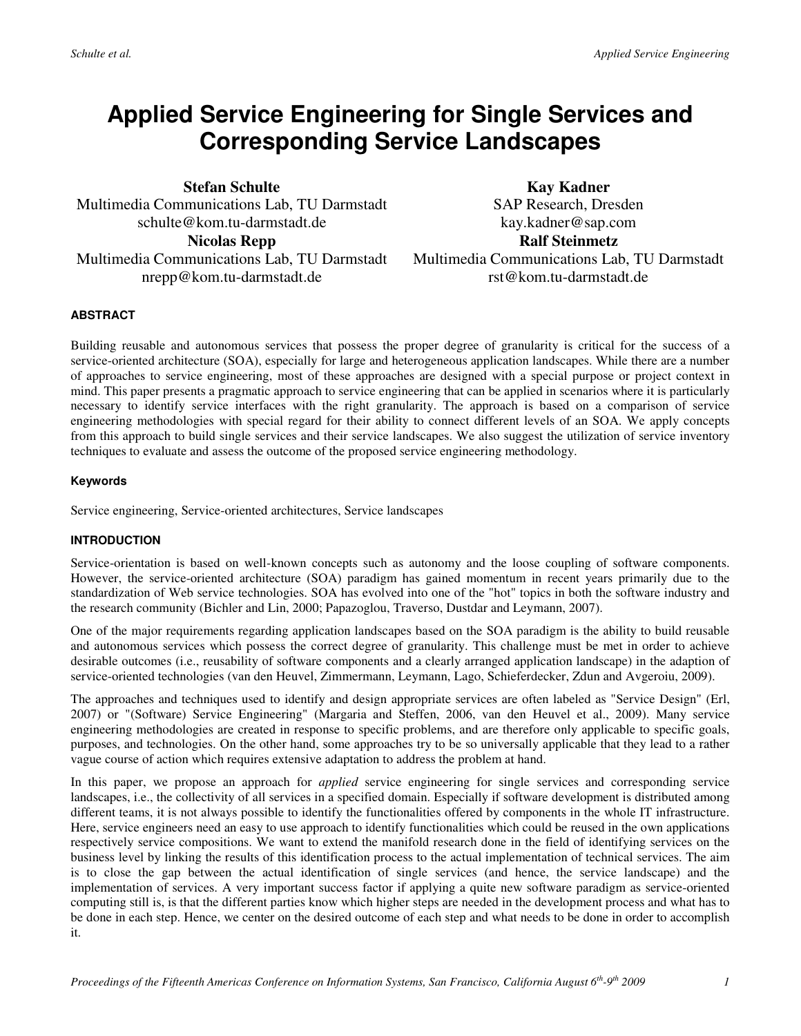# Applied Service Engineering for Single Services and Corresponding Service Landscapes

**Stefan Schulte**
Multimedia Communications Lab, TU Darmstadt
schulte@kom.tu-darmstadt.de

**Nicolas Repp**
Multimedia Communications Lab, TU Darmstadt
nrepp@kom.tu-darmstadt.de

**Kay Kadner**
SAP Research, Dresden
kay.kadner@sap.com

**Ralf Steinmetz**
Multimedia Communications Lab, TU Darmstadt
rst@kom.tu-darmstadt.de

#### ABSTRACT

Building reusable and autonomous services that possess the proper degree of granularity is critical for the success of a service-oriented architecture (SOA), especially for large and heterogeneous application landscapes. While there are a number of approaches to service engineering, most of these approaches are designed with a special purpose or project context in mind. This paper presents a pragmatic approach to service engineering that can be applied in scenarios where it is particularly necessary to identify service interfaces with the right granularity. The approach is based on a comparison of service engineering methodologies with special regard for their ability to connect different levels of an SOA. We apply concepts from this approach to build single services and their service landscapes. We also suggest the utilization of service inventory techniques to evaluate and assess the outcome of the proposed service engineering methodology.

#### Keywords

Service engineering, Service-oriented architectures, Service landscapes

#### INTRODUCTION

Service-orientation is based on well-known concepts such as autonomy and the loose coupling of software components. However, the service-oriented architecture (SOA) paradigm has gained momentum in recent years primarily due to the standardization of Web service technologies. SOA has evolved into one of the "hot" topics in both the software industry and the research community (Bichler and Lin, 2000; Papazoglou, Traverso, Dustdar and Leymann, 2007).

One of the major requirements regarding application landscapes based on the SOA paradigm is the ability to build reusable and autonomous services which possess the correct degree of granularity. This challenge must be met in order to achieve desirable outcomes (i.e., reusability of software components and a clearly arranged application landscape) in the adaption of service-oriented technologies (van den Heuvel, Zimmermann, Leymann, Lago, Schieferdecker, Zdun and Avgeroiu, 2009).

The approaches and techniques used to identify and design appropriate services are often labeled as "Service Design" (Erl, 2007) or "(Software) Service Engineering" (Margaria and Steffen, 2006, van den Heuvel et al., 2009). Many service engineering methodologies are created in response to specific problems, and are therefore only applicable to specific goals, purposes, and technologies. On the other hand, some approaches try to be so universally applicable that they lead to a rather vague course of action which requires extensive adaptation to address the problem at hand.

In this paper, we propose an approach for *applied* service engineering for single services and corresponding service landscapes, i.e., the collectivity of all services in a specified domain. Especially if software development is distributed among different teams, it is not always possible to identify the functionalities offered by components in the whole IT infrastructure. Here, service engineers need an easy to use approach to identify functionalities which could be reused in the own applications respectively service compositions. We want to extend the manifold research done in the field of identifying services on the business level by linking the results of this identification process to the actual implementation of technical services. The aim is to close the gap between the actual identification of single services (and hence, the service landscape) and the implementation of services. A very important success factor if applying a quite new software paradigm as service-oriented computing still is, is that the different parties know which higher steps are needed in the development process and what has to be done in each step. Hence, we center on the desired outcome of each step and what needs to be done in order to accomplish it.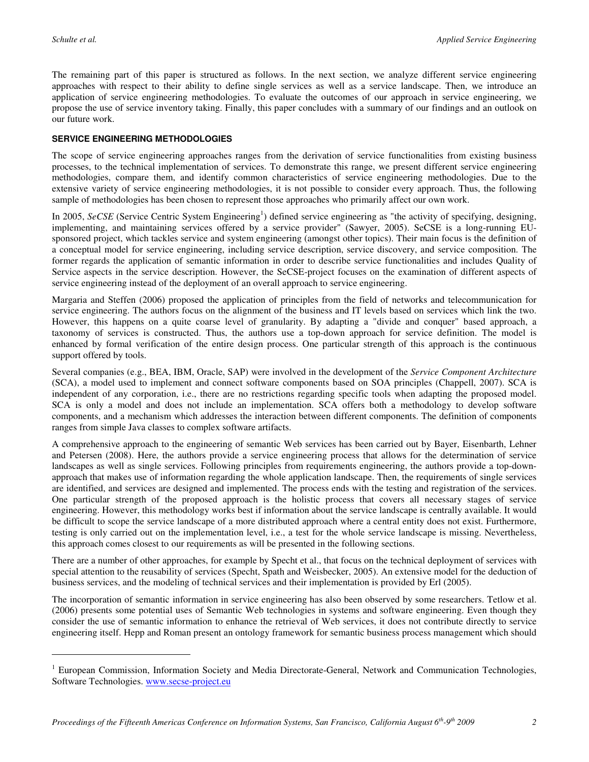The remaining part of this paper is structured as follows. In the next section, we analyze different service engineering approaches with respect to their ability to define single services as well as a service landscape. Then, we introduce an application of service engineering methodologies. To evaluate the outcomes of our approach in service engineering, we propose the use of service inventory taking. Finally, this paper concludes with a summary of our findings and an outlook on our future work.

## SERVICE ENGINEERING METHODOLOGIES

The scope of service engineering approaches ranges from the derivation of service functionalities from existing business processes, to the technical implementation of services. To demonstrate this range, we present different service engineering methodologies, compare them, and identify common characteristics of service engineering methodologies. Due to the extensive variety of service engineering methodologies, it is not possible to consider every approach. Thus, the following sample of methodologies has been chosen to represent those approaches who primarily affect our own work.

In 2005, *SeCSE* (Service Centric System Engineering[1]) defined service engineering as "the activity of specifying, designing, implementing, and maintaining services offered by a service provider" (Sawyer, 2005). SeCSE is a long-running EU-sponsored project, which tackles service and system engineering (amongst other topics). Their main focus is the definition of a conceptual model for service engineering, including service description, service discovery, and service composition. The former regards the application of semantic information in order to describe service functionalities and includes Quality of Service aspects in the service description. However, the SeCSE-project focuses on the examination of different aspects of service engineering instead of the deployment of an overall approach to service engineering.

Margaria and Steffen (2006) proposed the application of principles from the field of networks and telecommunication for service engineering. The authors focus on the alignment of the business and IT levels based on services which link the two. However, this happens on a quite coarse level of granularity. By adapting a "divide and conquer" based approach, a taxonomy of services is constructed. Thus, the authors use a top-down approach for service definition. The model is enhanced by formal verification of the entire design process. One particular strength of this approach is the continuous support offered by tools.

Several companies (e.g., BEA, IBM, Oracle, SAP) were involved in the development of the *Service Component Architecture* (SCA), a model used to implement and connect software components based on SOA principles (Chappell, 2007). SCA is independent of any corporation, i.e., there are no restrictions regarding specific tools when adapting the proposed model. SCA is only a model and does not include an implementation. SCA offers both a methodology to develop software components, and a mechanism which addresses the interaction between different components. The definition of components ranges from simple Java classes to complex software artifacts.

A comprehensive approach to the engineering of semantic Web services has been carried out by Bayer, Eisenbarth, Lehner and Petersen (2008). Here, the authors provide a service engineering process that allows for the determination of service landscapes as well as single services. Following principles from requirements engineering, the authors provide a top-down-approach that makes use of information regarding the whole application landscape. Then, the requirements of single services are identified, and services are designed and implemented. The process ends with the testing and registration of the services. One particular strength of the proposed approach is the holistic process that covers all necessary stages of service engineering. However, this methodology works best if information about the service landscape is centrally available. It would be difficult to scope the service landscape of a more distributed approach where a central entity does not exist. Furthermore, testing is only carried out on the implementation level, i.e., a test for the whole service landscape is missing. Nevertheless, this approach comes closest to our requirements as will be presented in the following sections.

There are a number of other approaches, for example by Specht et al., that focus on the technical deployment of services with special attention to the reusability of services (Specht, Spath and Weisbecker, 2005). An extensive model for the deduction of business services, and the modeling of technical services and their implementation is provided by Erl (2005).

The incorporation of semantic information in service engineering has also been observed by some researchers. Tetlow et al. (2006) presents some potential uses of Semantic Web technologies in systems and software engineering. Even though they consider the use of semantic information to enhance the retrieval of Web services, it does not contribute directly to service engineering itself. Hepp and Roman present an ontology framework for semantic business process management which should

---

[1] European Commission, Information Society and Media Directorate-General, Network and Communication Technologies, Software Technologies. www.secse-project.eu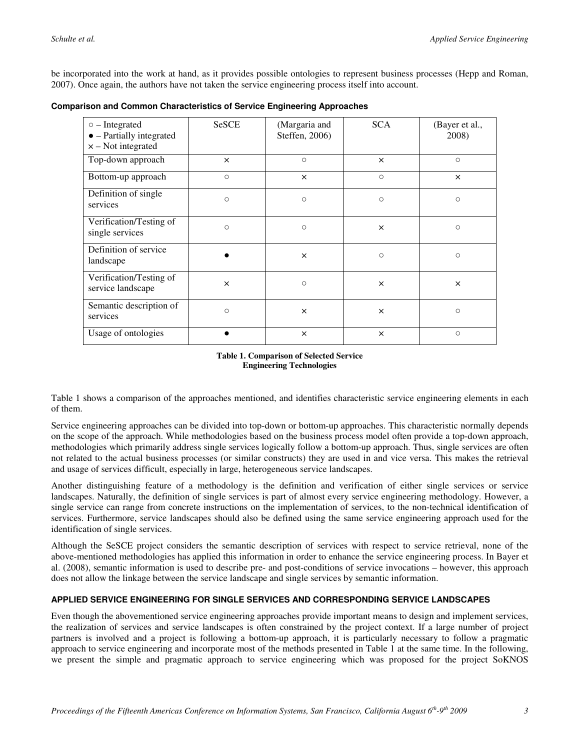be incorporated into the work at hand, as it provides possible ontologies to represent business processes (Hepp and Roman, 2007). Once again, the authors have not taken the service engineering process itself into account.

**Comparison and Common Characteristics of Service Engineering Approaches**

| ○ – Integrated<br>● – Partially integrated<br>× – Not integrated | SeSCE | (Margaria and Steffen, 2006) | SCA | (Bayer et al., 2008) |
|---|---|---|---|---|
| Top-down approach | × | ○ | × | ○ |
| Bottom-up approach | ○ | × | ○ | × |
| Definition of single services | ○ | ○ | ○ | ○ |
| Verification/Testing of single services | ○ | ○ | × | ○ |
| Definition of service landscape | ● | × | ○ | ○ |
| Verification/Testing of service landscape | × | ○ | × | × |
| Semantic description of services | ○ | × | × | ○ |
| Usage of ontologies | ● | × | × | ○ |

**Table 1. Comparison of Selected Service Engineering Technologies**

Table 1 shows a comparison of the approaches mentioned, and identifies characteristic service engineering elements in each of them.

Service engineering approaches can be divided into top-down or bottom-up approaches. This characteristic normally depends on the scope of the approach. While methodologies based on the business process model often provide a top-down approach, methodologies which primarily address single services logically follow a bottom-up approach. Thus, single services are often not related to the actual business processes (or similar constructs) they are used in and vice versa. This makes the retrieval and usage of services difficult, especially in large, heterogeneous service landscapes.

Another distinguishing feature of a methodology is the definition and verification of either single services or service landscapes. Naturally, the definition of single services is part of almost every service engineering methodology. However, a single service can range from concrete instructions on the implementation of services, to the non-technical identification of services. Furthermore, service landscapes should also be defined using the same service engineering approach used for the identification of single services.

Although the SeSCE project considers the semantic description of services with respect to service retrieval, none of the above-mentioned methodologies has applied this information in order to enhance the service engineering process. In Bayer et al. (2008), semantic information is used to describe pre- and post-conditions of service invocations – however, this approach does not allow the linkage between the service landscape and single services by semantic information.

## APPLIED SERVICE ENGINEERING FOR SINGLE SERVICES AND CORRESPONDING SERVICE LANDSCAPES

Even though the abovementioned service engineering approaches provide important means to design and implement services, the realization of services and service landscapes is often constrained by the project context. If a large number of project partners is involved and a project is following a bottom-up approach, it is particularly necessary to follow a pragmatic approach to service engineering and incorporate most of the methods presented in Table 1 at the same time. In the following, we present the simple and pragmatic approach to service engineering which was proposed for the project SoKNOS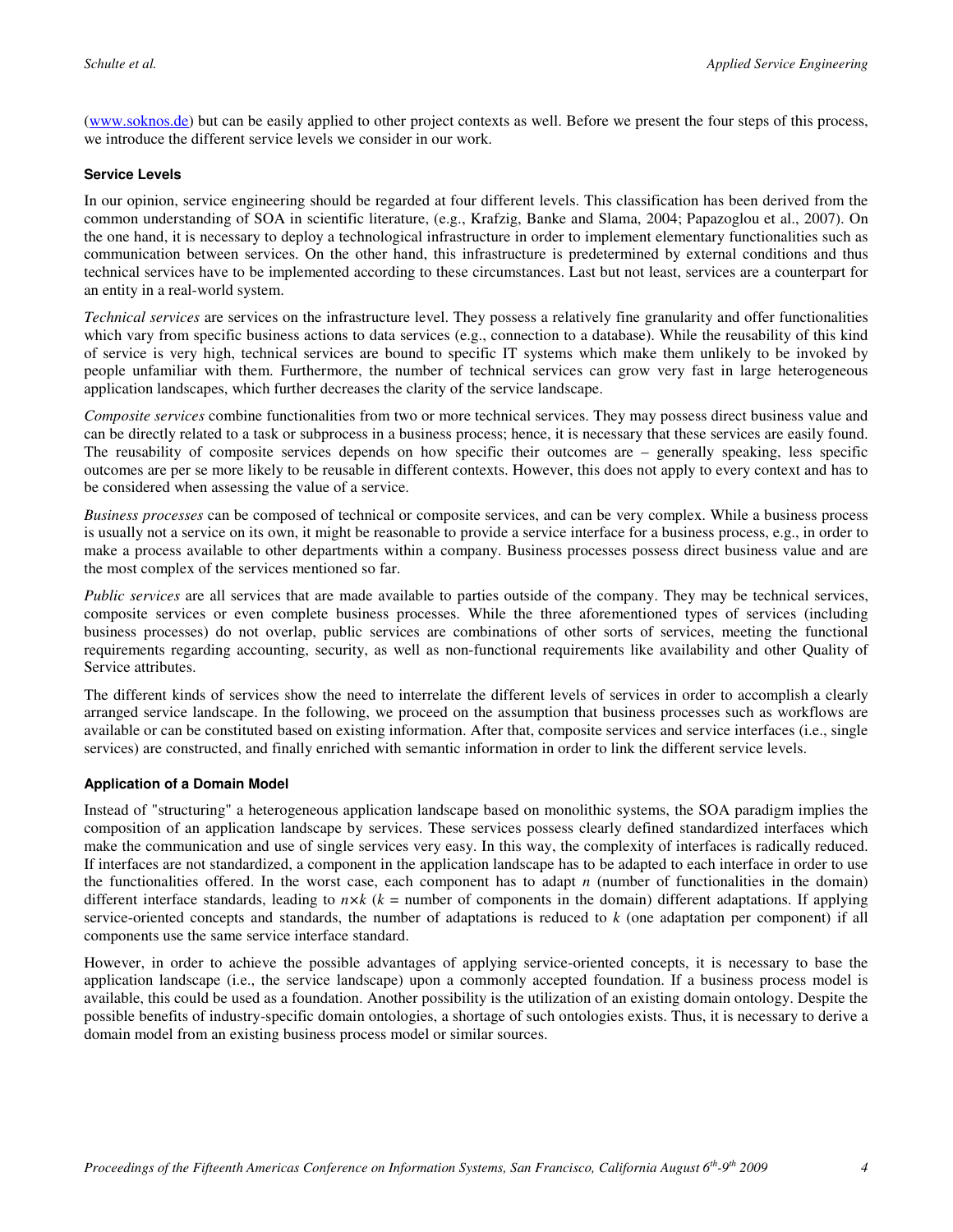([www.soknos.de](http://www.soknos.de)) but can be easily applied to other project contexts as well. Before we present the four steps of this process, we introduce the different service levels we consider in our work.

### Service Levels

In our opinion, service engineering should be regarded at four different levels. This classification has been derived from the common understanding of SOA in scientific literature, (e.g., Krafzig, Banke and Slama, 2004; Papazoglou et al., 2007). On the one hand, it is necessary to deploy a technological infrastructure in order to implement elementary functionalities such as communication between services. On the other hand, this infrastructure is predetermined by external conditions and thus technical services have to be implemented according to these circumstances. Last but not least, services are a counterpart for an entity in a real-world system.

*Technical services* are services on the infrastructure level. They possess a relatively fine granularity and offer functionalities which vary from specific business actions to data services (e.g., connection to a database). While the reusability of this kind of service is very high, technical services are bound to specific IT systems which make them unlikely to be invoked by people unfamiliar with them. Furthermore, the number of technical services can grow very fast in large heterogeneous application landscapes, which further decreases the clarity of the service landscape.

*Composite services* combine functionalities from two or more technical services. They may possess direct business value and can be directly related to a task or subprocess in a business process; hence, it is necessary that these services are easily found. The reusability of composite services depends on how specific their outcomes are – generally speaking, less specific outcomes are per se more likely to be reusable in different contexts. However, this does not apply to every context and has to be considered when assessing the value of a service.

*Business processes* can be composed of technical or composite services, and can be very complex. While a business process is usually not a service on its own, it might be reasonable to provide a service interface for a business process, e.g., in order to make a process available to other departments within a company. Business processes possess direct business value and are the most complex of the services mentioned so far.

*Public services* are all services that are made available to parties outside of the company. They may be technical services, composite services or even complete business processes. While the three aforementioned types of services (including business processes) do not overlap, public services are combinations of other sorts of services, meeting the functional requirements regarding accounting, security, as well as non-functional requirements like availability and other Quality of Service attributes.

The different kinds of services show the need to interrelate the different levels of services in order to accomplish a clearly arranged service landscape. In the following, we proceed on the assumption that business processes such as workflows are available or can be constituted based on existing information. After that, composite services and service interfaces (i.e., single services) are constructed, and finally enriched with semantic information in order to link the different service levels.

### Application of a Domain Model

Instead of "structuring" a heterogeneous application landscape based on monolithic systems, the SOA paradigm implies the composition of an application landscape by services. These services possess clearly defined standardized interfaces which make the communication and use of single services very easy. In this way, the complexity of interfaces is radically reduced. If interfaces are not standardized, a component in the application landscape has to be adapted to each interface in order to use the functionalities offered. In the worst case, each component has to adapt $n$ (number of functionalities in the domain) different interface standards, leading to $n \times k$ ($k$ = number of components in the domain) different adaptations. If applying service-oriented concepts and standards, the number of adaptations is reduced to $k$ (one adaptation per component) if all components use the same service interface standard.

However, in order to achieve the possible advantages of applying service-oriented concepts, it is necessary to base the application landscape (i.e., the service landscape) upon a commonly accepted foundation. If a business process model is available, this could be used as a foundation. Another possibility is the utilization of an existing domain ontology. Despite the possible benefits of industry-specific domain ontologies, a shortage of such ontologies exists. Thus, it is necessary to derive a domain model from an existing business process model or similar sources.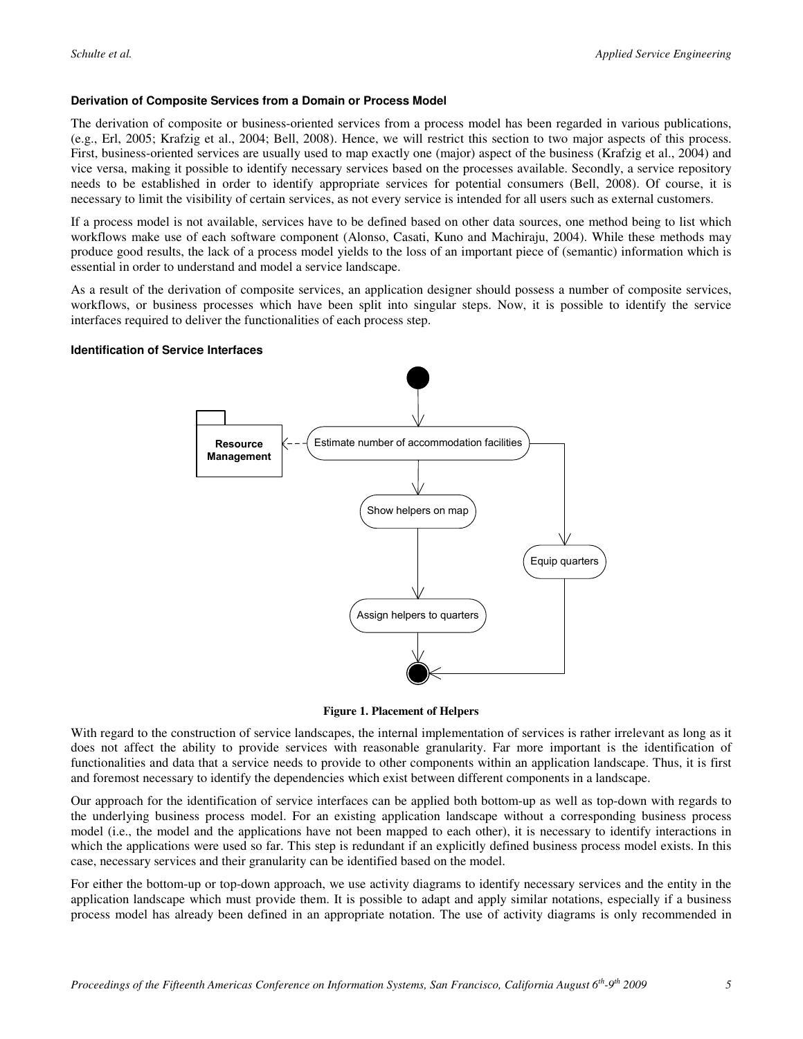#### Derivation of Composite Services from a Domain or Process Model

The derivation of composite or business-oriented services from a process model has been regarded in various publications, (e.g., Erl, 2005; Krafzig et al., 2004; Bell, 2008). Hence, we will restrict this section to two major aspects of this process. First, business-oriented services are usually used to map exactly one (major) aspect of the business (Krafzig et al., 2004) and vice versa, making it possible to identify necessary services based on the processes available. Secondly, a service repository needs to be established in order to identify appropriate services for potential consumers (Bell, 2008). Of course, it is necessary to limit the visibility of certain services, as not every service is intended for all users such as external customers.

If a process model is not available, services have to be defined based on other data sources, one method being to list which workflows make use of each software component (Alonso, Casati, Kuno and Machiraju, 2004). While these methods may produce good results, the lack of a process model yields to the loss of an important piece of (semantic) information which is essential in order to understand and model a service landscape.

As a result of the derivation of composite services, an application designer should possess a number of composite services, workflows, or business processes which have been split into singular steps. Now, it is possible to identify the service interfaces required to deliver the functionalities of each process step.

#### Identification of Service Interfaces

**Figure 1. Placement of Helpers**

With regard to the construction of service landscapes, the internal implementation of services is rather irrelevant as long as it does not affect the ability to provide services with reasonable granularity. Far more important is the identification of functionalities and data that a service needs to provide to other components within an application landscape. Thus, it is first and foremost necessary to identify the dependencies which exist between different components in a landscape.

Our approach for the identification of service interfaces can be applied both bottom-up as well as top-down with regards to the underlying business process model. For an existing application landscape without a corresponding business process model (i.e., the model and the applications have not been mapped to each other), it is necessary to identify interactions in which the applications were used so far. This step is redundant if an explicitly defined business process model exists. In this case, necessary services and their granularity can be identified based on the model.

For either the bottom-up or top-down approach, we use activity diagrams to identify necessary services and the entity in the application landscape which must provide them. It is possible to adapt and apply similar notations, especially if a business process model has already been defined in an appropriate notation. The use of activity diagrams is only recommended in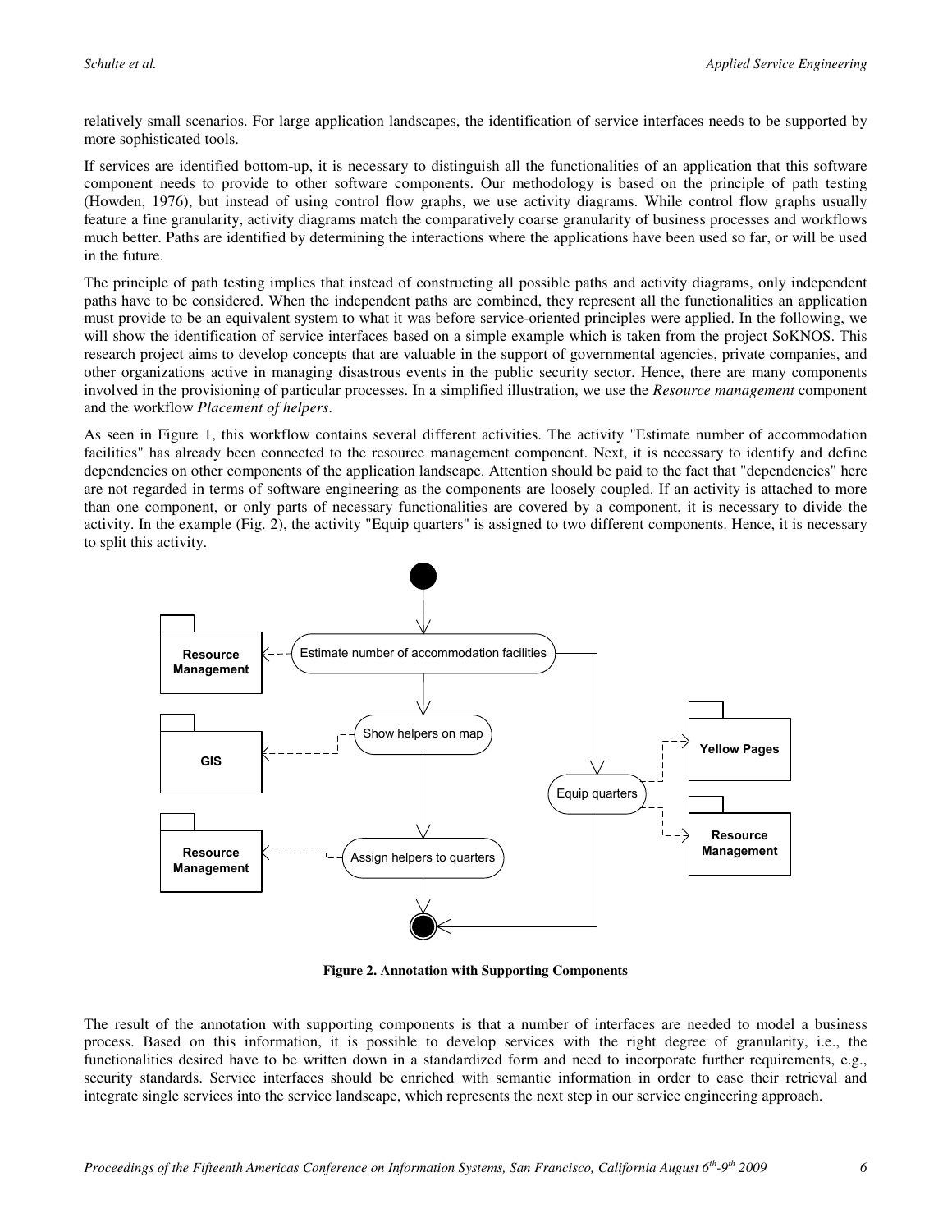relatively small scenarios. For large application landscapes, the identification of service interfaces needs to be supported by more sophisticated tools.

If services are identified bottom-up, it is necessary to distinguish all the functionalities of an application that this software component needs to provide to other software components. Our methodology is based on the principle of path testing (Howden, 1976), but instead of using control flow graphs, we use activity diagrams. While control flow graphs usually feature a fine granularity, activity diagrams match the comparatively coarse granularity of business processes and workflows much better. Paths are identified by determining the interactions where the applications have been used so far, or will be used in the future.

The principle of path testing implies that instead of constructing all possible paths and activity diagrams, only independent paths have to be considered. When the independent paths are combined, they represent all the functionalities an application must provide to be an equivalent system to what it was before service-oriented principles were applied. In the following, we will show the identification of service interfaces based on a simple example which is taken from the project SoKNOS. This research project aims to develop concepts that are valuable in the support of governmental agencies, private companies, and other organizations active in managing disastrous events in the public security sector. Hence, there are many components involved in the provisioning of particular processes. In a simplified illustration, we use the *Resource management* component and the workflow *Placement of helpers*.

As seen in Figure 1, this workflow contains several different activities. The activity "Estimate number of accommodation facilities" has already been connected to the resource management component. Next, it is necessary to identify and define dependencies on other components of the application landscape. Attention should be paid to the fact that "dependencies" here are not regarded in terms of software engineering as the components are loosely coupled. If an activity is attached to more than one component, or only parts of necessary functionalities are covered by a component, it is necessary to divide the activity. In the example (Fig. 2), the activity "Equip quarters" is assigned to two different components. Hence, it is necessary to split this activity.

**Figure 2. Annotation with Supporting Components**

The result of the annotation with supporting components is that a number of interfaces are needed to model a business process. Based on this information, it is possible to develop services with the right degree of granularity, i.e., the functionalities desired have to be written down in a standardized form and need to incorporate further requirements, e.g., security standards. Service interfaces should be enriched with semantic information in order to ease their retrieval and integrate single services into the service landscape, which represents the next step in our service engineering approach.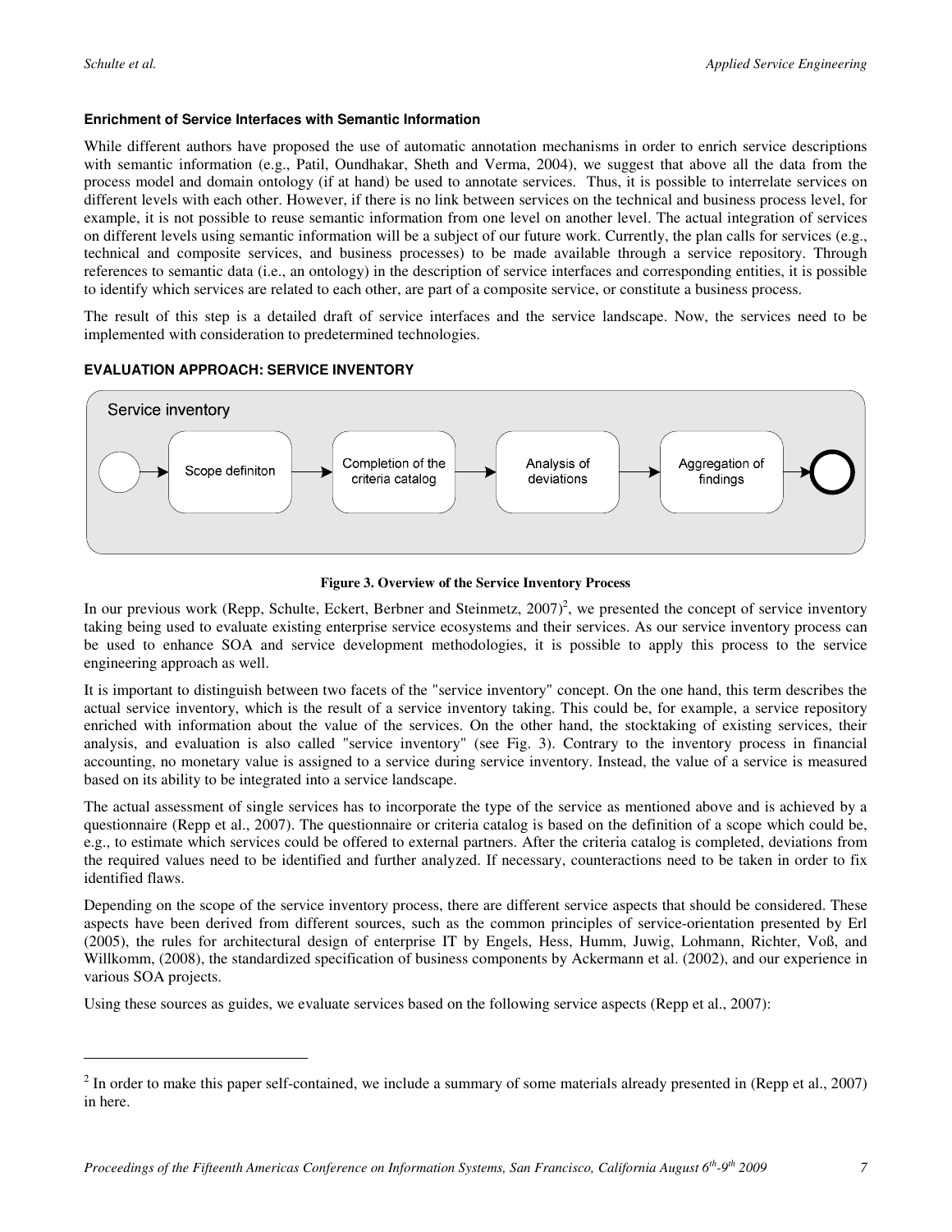**Enrichment of Service Interfaces with Semantic Information**

While different authors have proposed the use of automatic annotation mechanisms in order to enrich service descriptions with semantic information (e.g., Patil, Oundhakar, Sheth and Verma, 2004), we suggest that above all the data from the process model and domain ontology (if at hand) be used to annotate services. Thus, it is possible to interrelate services on different levels with each other. However, if there is no link between services on the technical and business process level, for example, it is not possible to reuse semantic information from one level on another level. The actual integration of services on different levels using semantic information will be a subject of our future work. Currently, the plan calls for services (e.g., technical and composite services, and business processes) to be made available through a service repository. Through references to semantic data (i.e., an ontology) in the description of service interfaces and corresponding entities, it is possible to identify which services are related to each other, are part of a composite service, or constitute a business process.

The result of this step is a detailed draft of service interfaces and the service landscape. Now, the services need to be implemented with consideration to predetermined technologies.

**EVALUATION APPROACH: SERVICE INVENTORY**

Service inventory

Scope definiton → Completion of the criteria catalog → Analysis of deviations → Aggregation of findings

**Figure 3. Overview of the Service Inventory Process**

In our previous work (Repp, Schulte, Eckert, Berbner and Steinmetz, 2007)[2], we presented the concept of service inventory taking being used to evaluate existing enterprise service ecosystems and their services. As our service inventory process can be used to enhance SOA and service development methodologies, it is possible to apply this process to the service engineering approach as well.

It is important to distinguish between two facets of the "service inventory" concept. On the one hand, this term describes the actual service inventory, which is the result of a service inventory taking. This could be, for example, a service repository enriched with information about the value of the services. On the other hand, the stocktaking of existing services, their analysis, and evaluation is also called "service inventory" (see Fig. 3). Contrary to the inventory process in financial accounting, no monetary value is assigned to a service during service inventory. Instead, the value of a service is measured based on its ability to be integrated into a service landscape.

The actual assessment of single services has to incorporate the type of the service as mentioned above and is achieved by a questionnaire (Repp et al., 2007). The questionnaire or criteria catalog is based on the definition of a scope which could be, e.g., to estimate which services could be offered to external partners. After the criteria catalog is completed, deviations from the required values need to be identified and further analyzed. If necessary, counteractions need to be taken in order to fix identified flaws.

Depending on the scope of the service inventory process, there are different service aspects that should be considered. These aspects have been derived from different sources, such as the common principles of service-orientation presented by Erl (2005), the rules for architectural design of enterprise IT by Engels, Hess, Humm, Juwig, Lohmann, Richter, Voß, and Willkomm, (2008), the standardized specification of business components by Ackermann et al. (2002), and our experience in various SOA projects.

Using these sources as guides, we evaluate services based on the following service aspects (Repp et al., 2007):

[2] In order to make this paper self-contained, we include a summary of some materials already presented in (Repp et al., 2007) in here.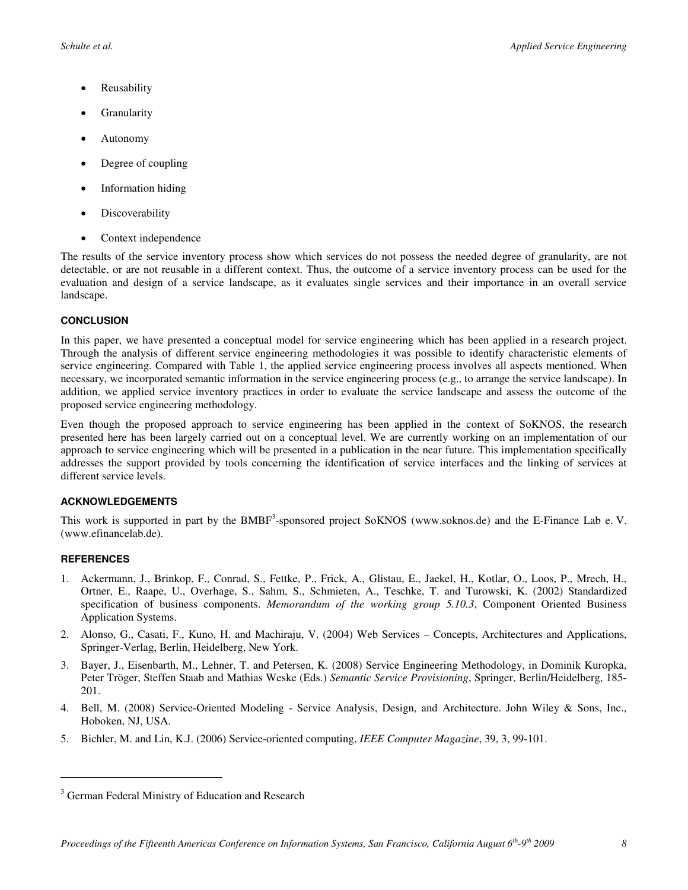- Reusability
- Granularity
- Autonomy
- Degree of coupling
- Information hiding
- Discoverability
- Context independence

The results of the service inventory process show which services do not possess the needed degree of granularity, are not detectable, or are not reusable in a different context. Thus, the outcome of a service inventory process can be used for the evaluation and design of a service landscape, as it evaluates single services and their importance in an overall service landscape.

## CONCLUSION

In this paper, we have presented a conceptual model for service engineering which has been applied in a research project. Through the analysis of different service engineering methodologies it was possible to identify characteristic elements of service engineering. Compared with Table 1, the applied service engineering process involves all aspects mentioned. When necessary, we incorporated semantic information in the service engineering process (e.g., to arrange the service landscape). In addition, we applied service inventory practices in order to evaluate the service landscape and assess the outcome of the proposed service engineering methodology.

Even though the proposed approach to service engineering has been applied in the context of SoKNOS, the research presented here has been largely carried out on a conceptual level. We are currently working on an implementation of our approach to service engineering which will be presented in a publication in the near future. This implementation specifically addresses the support provided by tools concerning the identification of service interfaces and the linking of services at different service levels.

## ACKNOWLEDGEMENTS

This work is supported in part by the BMBF[3]-sponsored project SoKNOS (www.soknos.de) and the E-Finance Lab e. V. (www.efinancelab.de).

## REFERENCES

1. Ackermann, J., Brinkop, F., Conrad, S., Fettke, P., Frick, A., Glistau, E., Jaekel, H., Kotlar, O., Loos, P., Mrech, H., Ortner, E., Raape, U., Overhage, S., Sahm, S., Schmieten, A., Teschke, T. and Turowski, K. (2002) Standardized specification of business components. *Memorandum of the working group 5.10.3*, Component Oriented Business Application Systems.
2. Alonso, G., Casati, F., Kuno, H. and Machiraju, V. (2004) Web Services – Concepts, Architectures and Applications, Springer-Verlag, Berlin, Heidelberg, New York.
3. Bayer, J., Eisenbarth, M., Lehner, T. and Petersen, K. (2008) Service Engineering Methodology, in Dominik Kuropka, Peter Tröger, Steffen Staab and Mathias Weske (Eds.) *Semantic Service Provisioning*, Springer, Berlin/Heidelberg, 185-201.
4. Bell, M. (2008) Service-Oriented Modeling - Service Analysis, Design, and Architecture. John Wiley & Sons, Inc., Hoboken, NJ, USA.
5. Bichler, M. and Lin, K.J. (2006) Service-oriented computing, *IEEE Computer Magazine*, 39, 3, 99-101.

[3] German Federal Ministry of Education and Research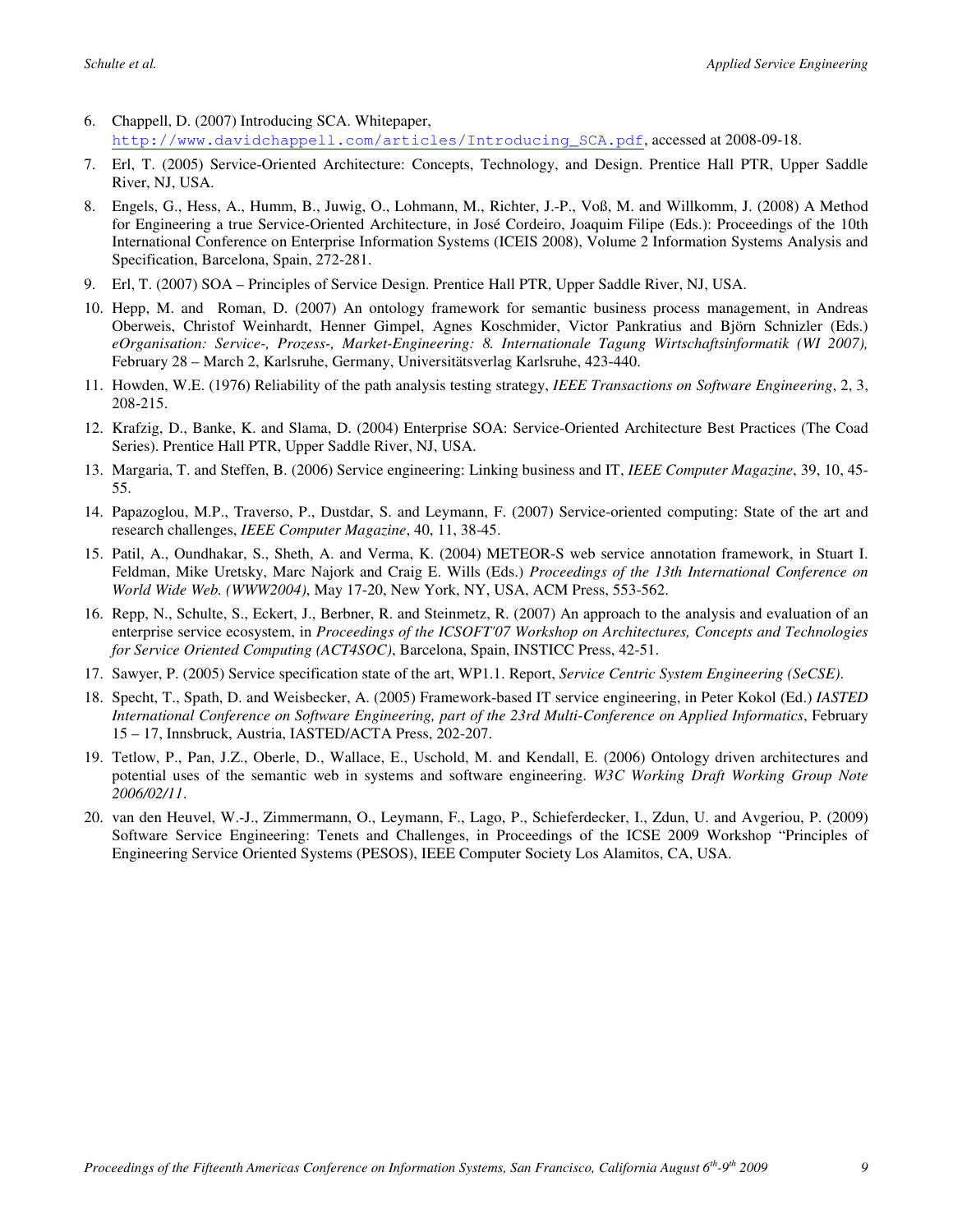6. Chappell, D. (2007) Introducing SCA. Whitepaper, http://www.davidchappell.com/articles/Introducing_SCA.pdf, accessed at 2008-09-18.
7. Erl, T. (2005) Service-Oriented Architecture: Concepts, Technology, and Design. Prentice Hall PTR, Upper Saddle River, NJ, USA.
8. Engels, G., Hess, A., Humm, B., Juwig, O., Lohmann, M., Richter, J.-P., Voß, M. and Willkomm, J. (2008) A Method for Engineering a true Service-Oriented Architecture, in José Cordeiro, Joaquim Filipe (Eds.): Proceedings of the 10th International Conference on Enterprise Information Systems (ICEIS 2008), Volume 2 Information Systems Analysis and Specification, Barcelona, Spain, 272-281.
9. Erl, T. (2007) SOA – Principles of Service Design. Prentice Hall PTR, Upper Saddle River, NJ, USA.
10. Hepp, M. and Roman, D. (2007) An ontology framework for semantic business process management, in Andreas Oberweis, Christof Weinhardt, Henner Gimpel, Agnes Koschmider, Victor Pankratius and Björn Schnizler (Eds.) *eOrganisation: Service-, Prozess-, Market-Engineering: 8. Internationale Tagung Wirtschaftsinformatik (WI 2007),* February 28 – March 2, Karlsruhe, Germany, Universitätsverlag Karlsruhe, 423-440.
11. Howden, W.E. (1976) Reliability of the path analysis testing strategy, *IEEE Transactions on Software Engineering*, 2, 3, 208-215.
12. Krafzig, D., Banke, K. and Slama, D. (2004) Enterprise SOA: Service-Oriented Architecture Best Practices (The Coad Series). Prentice Hall PTR, Upper Saddle River, NJ, USA.
13. Margaria, T. and Steffen, B. (2006) Service engineering: Linking business and IT, *IEEE Computer Magazine*, 39, 10, 45-55.
14. Papazoglou, M.P., Traverso, P., Dustdar, S. and Leymann, F. (2007) Service-oriented computing: State of the art and research challenges, *IEEE Computer Magazine*, 40, 11, 38-45.
15. Patil, A., Oundhakar, S., Sheth, A. and Verma, K. (2004) METEOR-S web service annotation framework, in Stuart I. Feldman, Mike Uretsky, Marc Najork and Craig E. Wills (Eds.) *Proceedings of the 13th International Conference on World Wide Web. (WWW2004)*, May 17-20, New York, NY, USA, ACM Press, 553-562.
16. Repp, N., Schulte, S., Eckert, J., Berbner, R. and Steinmetz, R. (2007) An approach to the analysis and evaluation of an enterprise service ecosystem, in *Proceedings of the ICSOFT'07 Workshop on Architectures, Concepts and Technologies for Service Oriented Computing (ACT4SOC)*, Barcelona, Spain, INSTICC Press, 42-51.
17. Sawyer, P. (2005) Service specification state of the art, WP1.1. Report, *Service Centric System Engineering (SeCSE)*.
18. Specht, T., Spath, D. and Weisbecker, A. (2005) Framework-based IT service engineering, in Peter Kokol (Ed.) *IASTED International Conference on Software Engineering, part of the 23rd Multi-Conference on Applied Informatics*, February 15 – 17, Innsbruck, Austria, IASTED/ACTA Press, 202-207.
19. Tetlow, P., Pan, J.Z., Oberle, D., Wallace, E., Uschold, M. and Kendall, E. (2006) Ontology driven architectures and potential uses of the semantic web in systems and software engineering. *W3C Working Draft Working Group Note 2006/02/11*.
20. van den Heuvel, W.-J., Zimmermann, O., Leymann, F., Lago, P., Schieferdecker, I., Zdun, U. and Avgeriou, P. (2009) Software Service Engineering: Tenets and Challenges, in Proceedings of the ICSE 2009 Workshop "Principles of Engineering Service Oriented Systems (PESOS), IEEE Computer Society Los Alamitos, CA, USA.